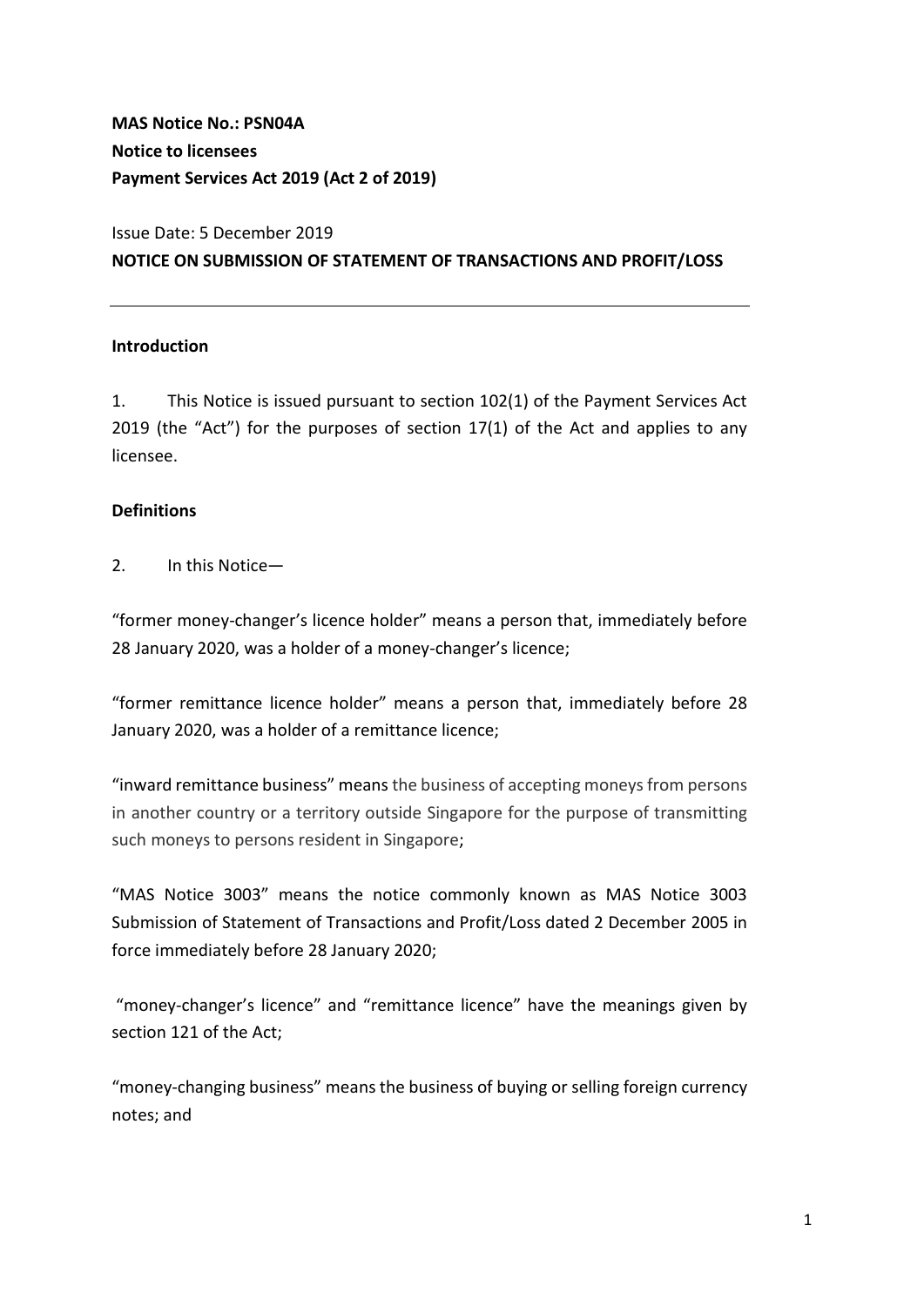**MAS Notice No.: PSN04A**
**Notice to licensees**
**Payment Services Act 2019 (Act 2 of 2019)**

Issue Date: 5 December 2019

**NOTICE ON SUBMISSION OF STATEMENT OF TRANSACTIONS AND PROFIT/LOSS**

---

**Introduction**

1. This Notice is issued pursuant to section 102(1) of the Payment Services Act 2019 (the "Act") for the purposes of section 17(1) of the Act and applies to any licensee.

**Definitions**

2. In this Notice—

"former money-changer's licence holder" means a person that, immediately before 28 January 2020, was a holder of a money-changer's licence;

"former remittance licence holder" means a person that, immediately before 28 January 2020, was a holder of a remittance licence;

"inward remittance business" means the business of accepting moneys from persons in another country or a territory outside Singapore for the purpose of transmitting such moneys to persons resident in Singapore;

"MAS Notice 3003" means the notice commonly known as MAS Notice 3003 Submission of Statement of Transactions and Profit/Loss dated 2 December 2005 in force immediately before 28 January 2020;

"money-changer's licence" and "remittance licence" have the meanings given by section 121 of the Act;

"money-changing business" means the business of buying or selling foreign currency notes; and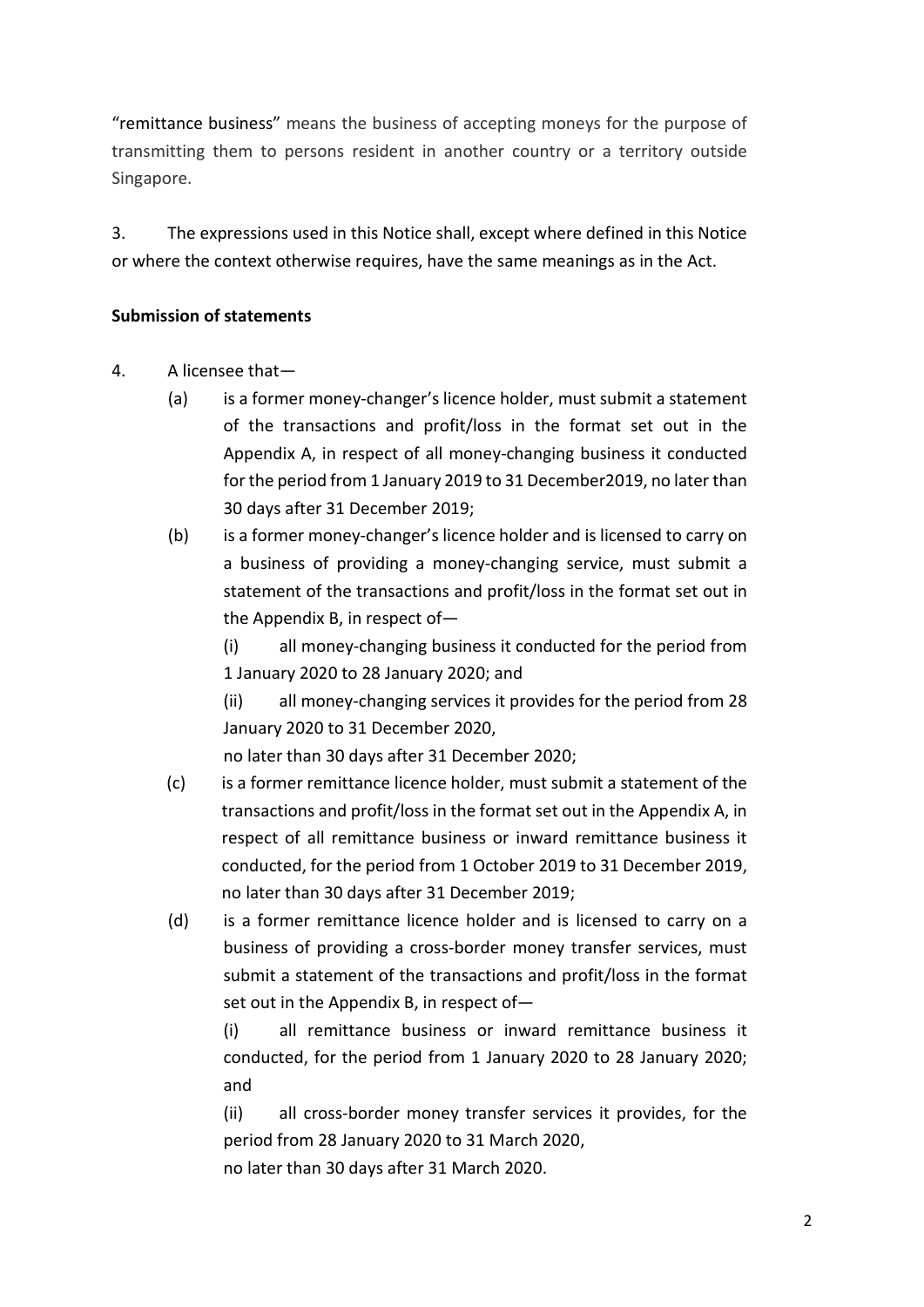"remittance business" means the business of accepting moneys for the purpose of transmitting them to persons resident in another country or a territory outside Singapore.

3. The expressions used in this Notice shall, except where defined in this Notice or where the context otherwise requires, have the same meanings as in the Act.

**Submission of statements**

4. A licensee that—

   (a) is a former money-changer's licence holder, must submit a statement of the transactions and profit/loss in the format set out in the Appendix A, in respect of all money-changing business it conducted for the period from 1 January 2019 to 31 December2019, no later than 30 days after 31 December 2019;

   (b) is a former money-changer's licence holder and is licensed to carry on a business of providing a money-changing service, must submit a statement of the transactions and profit/loss in the format set out in the Appendix B, in respect of—

      (i) all money-changing business it conducted for the period from 1 January 2020 to 28 January 2020; and

      (ii) all money-changing services it provides for the period from 28 January 2020 to 31 December 2020,

      no later than 30 days after 31 December 2020;

   (c) is a former remittance licence holder, must submit a statement of the transactions and profit/loss in the format set out in the Appendix A, in respect of all remittance business or inward remittance business it conducted, for the period from 1 October 2019 to 31 December 2019, no later than 30 days after 31 December 2019;

   (d) is a former remittance licence holder and is licensed to carry on a business of providing a cross-border money transfer services, must submit a statement of the transactions and profit/loss in the format set out in the Appendix B, in respect of—

      (i) all remittance business or inward remittance business it conducted, for the period from 1 January 2020 to 28 January 2020; and

      (ii) all cross-border money transfer services it provides, for the period from 28 January 2020 to 31 March 2020,

      no later than 30 days after 31 March 2020.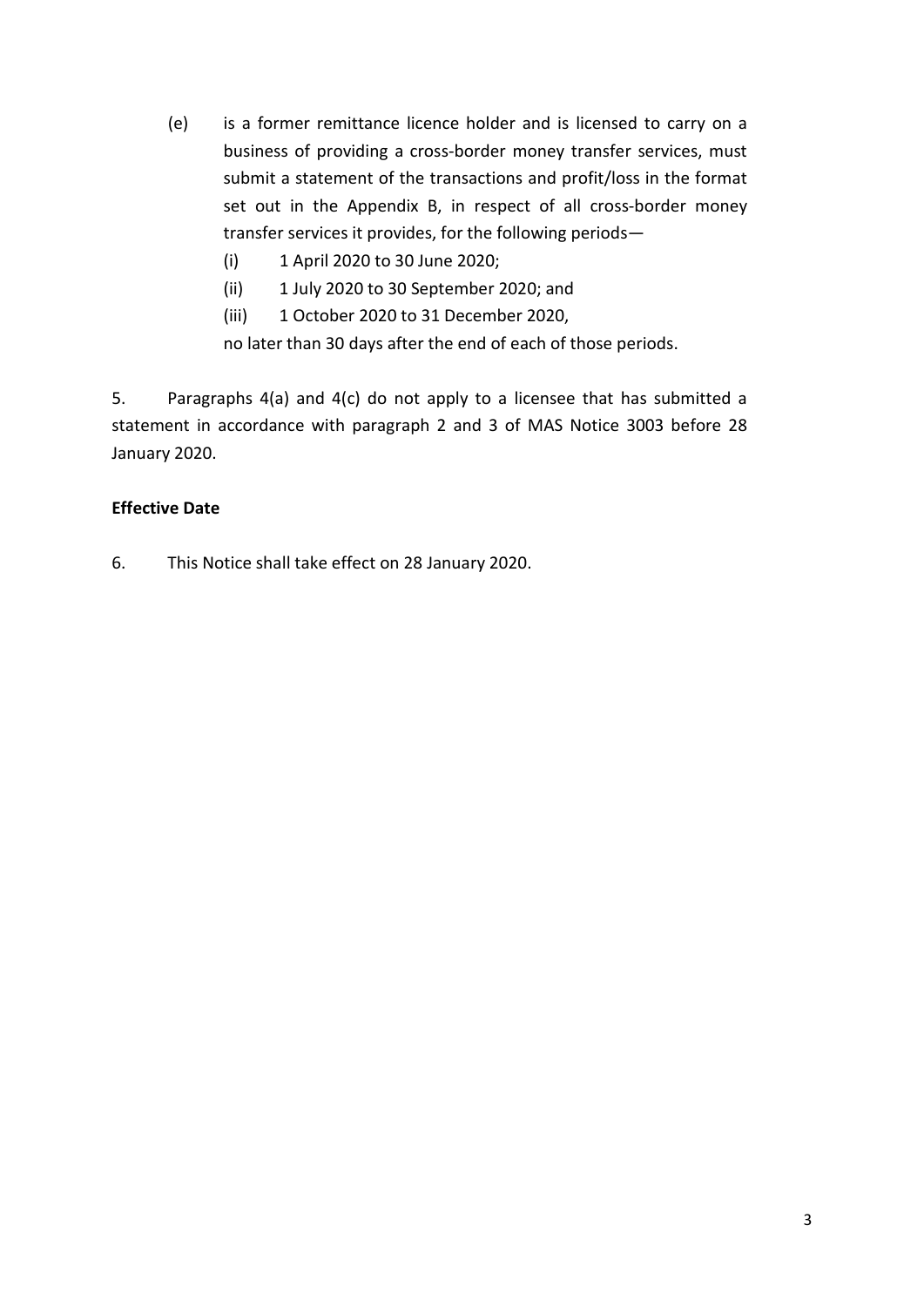(e) is a former remittance licence holder and is licensed to carry on a business of providing a cross-border money transfer services, must submit a statement of the transactions and profit/loss in the format set out in the Appendix B, in respect of all cross-border money transfer services it provides, for the following periods—

   (i) 1 April 2020 to 30 June 2020;

   (ii) 1 July 2020 to 30 September 2020; and

   (iii) 1 October 2020 to 31 December 2020,

   no later than 30 days after the end of each of those periods.

5. Paragraphs 4(a) and 4(c) do not apply to a licensee that has submitted a statement in accordance with paragraph 2 and 3 of MAS Notice 3003 before 28 January 2020.

**Effective Date**

6. This Notice shall take effect on 28 January 2020.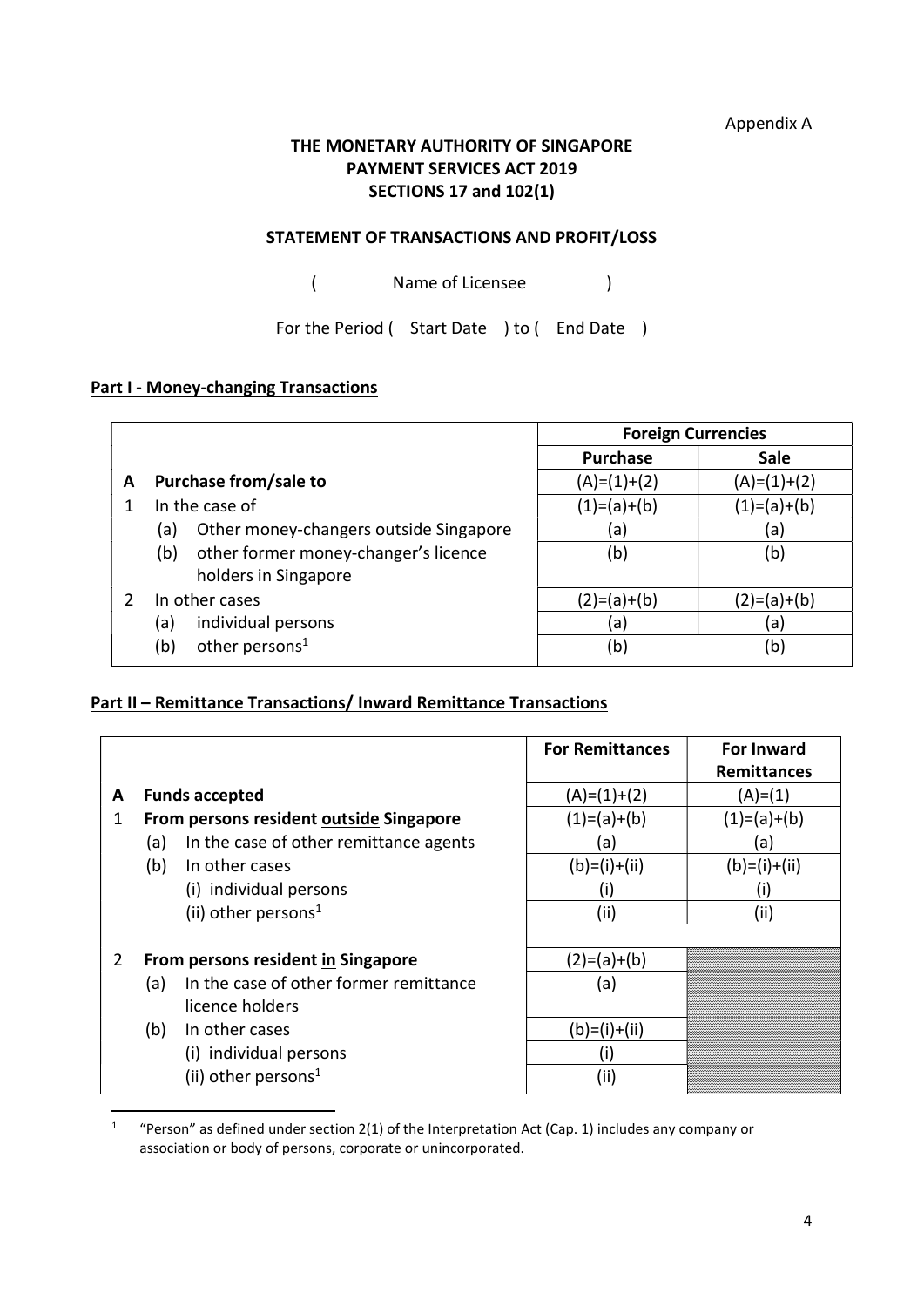Appendix A

**THE MONETARY AUTHORITY OF SINGAPORE**
**PAYMENT SERVICES ACT 2019**
**SECTIONS 17 and 102(1)**

**STATEMENT OF TRANSACTIONS AND PROFIT/LOSS**

( Name of Licensee )

For the Period ( Start Date ) to ( End Date )

**Part I - Money-changing Transactions**

| | | Foreign Currencies | |
|---|---|---|---|
| | | **Purchase** | **Sale** |
| **A** | **Purchase from/sale to** | (A)=(1)+(2) | (A)=(1)+(2) |
| 1 | In the case of | (1)=(a)+(b) | (1)=(a)+(b) |
| | (a) Other money-changers outside Singapore | (a) | (a) |
| | (b) other former money-changer's licence holders in Singapore | (b) | (b) |
| 2 | In other cases | (2)=(a)+(b) | (2)=(a)+(b) |
| | (a) individual persons | (a) | (a) |
| | (b) other persons[1] | (b) | (b) |

**Part II – Remittance Transactions/ Inward Remittance Transactions**

| | | **For Remittances** | **For Inward Remittances** |
|---|---|---|---|
| **A** | **Funds accepted** | (A)=(1)+(2) | (A)=(1) |
| **1** | **From persons resident outside Singapore** | (1)=(a)+(b) | (1)=(a)+(b) |
| | (a) In the case of other remittance agents | (a) | (a) |
| | (b) In other cases | (b)=(i)+(ii) | (b)=(i)+(ii) |
| | (i) individual persons | (i) | (i) |
| | (ii) other persons[1] | (ii) | (ii) |
| **2** | **From persons resident in Singapore** | (2)=(a)+(b) | |
| | (a) In the case of other former remittance licence holders | (a) | |
| | (b) In other cases | (b)=(i)+(ii) | |
| | (i) individual persons | (i) | |
| | (ii) other persons[1] | (ii) | |

[1] "Person" as defined under section 2(1) of the Interpretation Act (Cap. 1) includes any company or association or body of persons, corporate or unincorporated.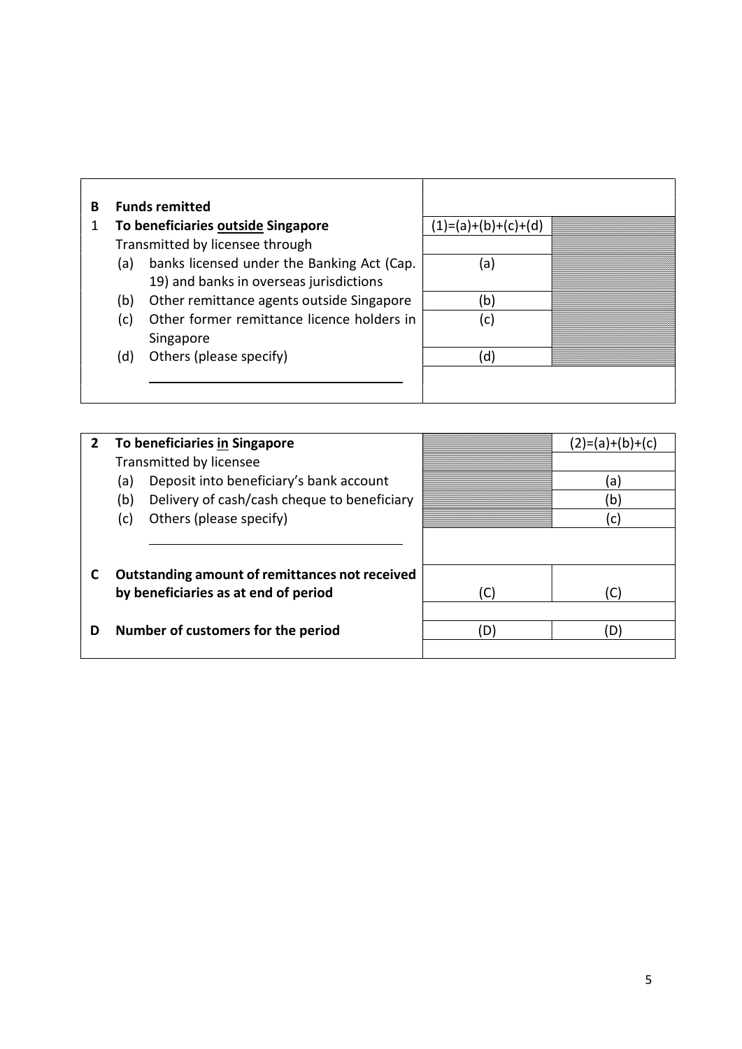| | | | |
|---|---|---|---|
| **B** | **Funds remitted** | | |
| 1 | **To beneficiaries outside Singapore** | (1)=(a)+(b)+(c)+(d) | |
| | Transmitted by licensee through | | |
| | (a) banks licensed under the Banking Act (Cap. 19) and banks in overseas jurisdictions | (a) | |
| | (b) Other remittance agents outside Singapore | (b) | |
| | (c) Other former remittance licence holders in Singapore | (c) | |
| | (d) Others (please specify) ____________________ | (d) | |

| | | | |
|---|---|---|---|
| **2** | **To beneficiaries in Singapore** | | (2)=(a)+(b)+(c) |
| | Transmitted by licensee | | |
| | (a) Deposit into beneficiary's bank account | | (a) |
| | (b) Delivery of cash/cash cheque to beneficiary | | (b) |
| | (c) Others (please specify) ____________________ | | (c) |
| **C** | **Outstanding amount of remittances not received by beneficiaries as at end of period** | (C) | (C) |
| **D** | **Number of customers for the period** | (D) | (D) |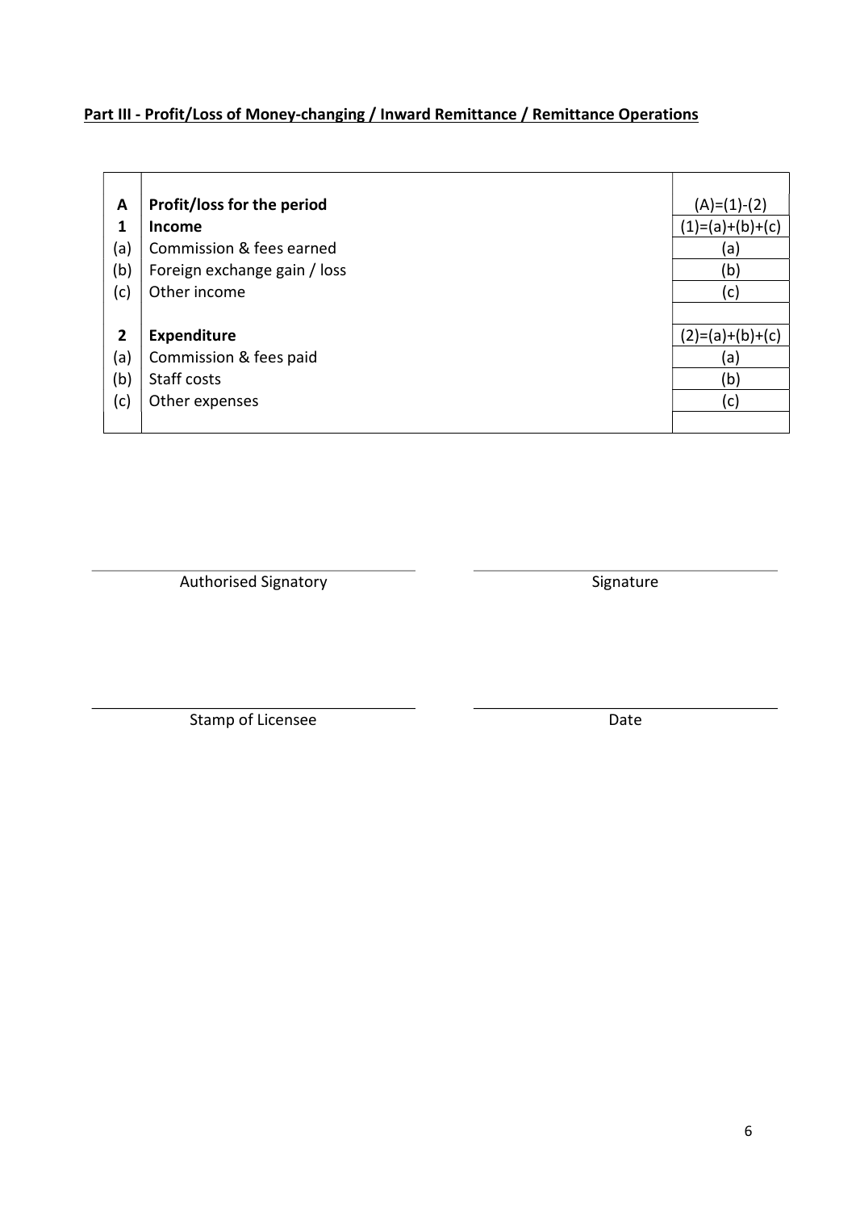**Part III - Profit/Loss of Money-changing / Inward Remittance / Remittance Operations**

| | | |
|---|---|---|
| **A** | **Profit/loss for the period** | (A)=(1)-(2) |
| **1** | **Income** | (1)=(a)+(b)+(c) |
| (a) | Commission & fees earned | (a) |
| (b) | Foreign exchange gain / loss | (b) |
| (c) | Other income | (c) |
| | | |
| **2** | **Expenditure** | (2)=(a)+(b)+(c) |
| (a) | Commission & fees paid | (a) |
| (b) | Staff costs | (b) |
| (c) | Other expenses | (c) |
| | | |

Authorised Signatory

Signature

Stamp of Licensee

Date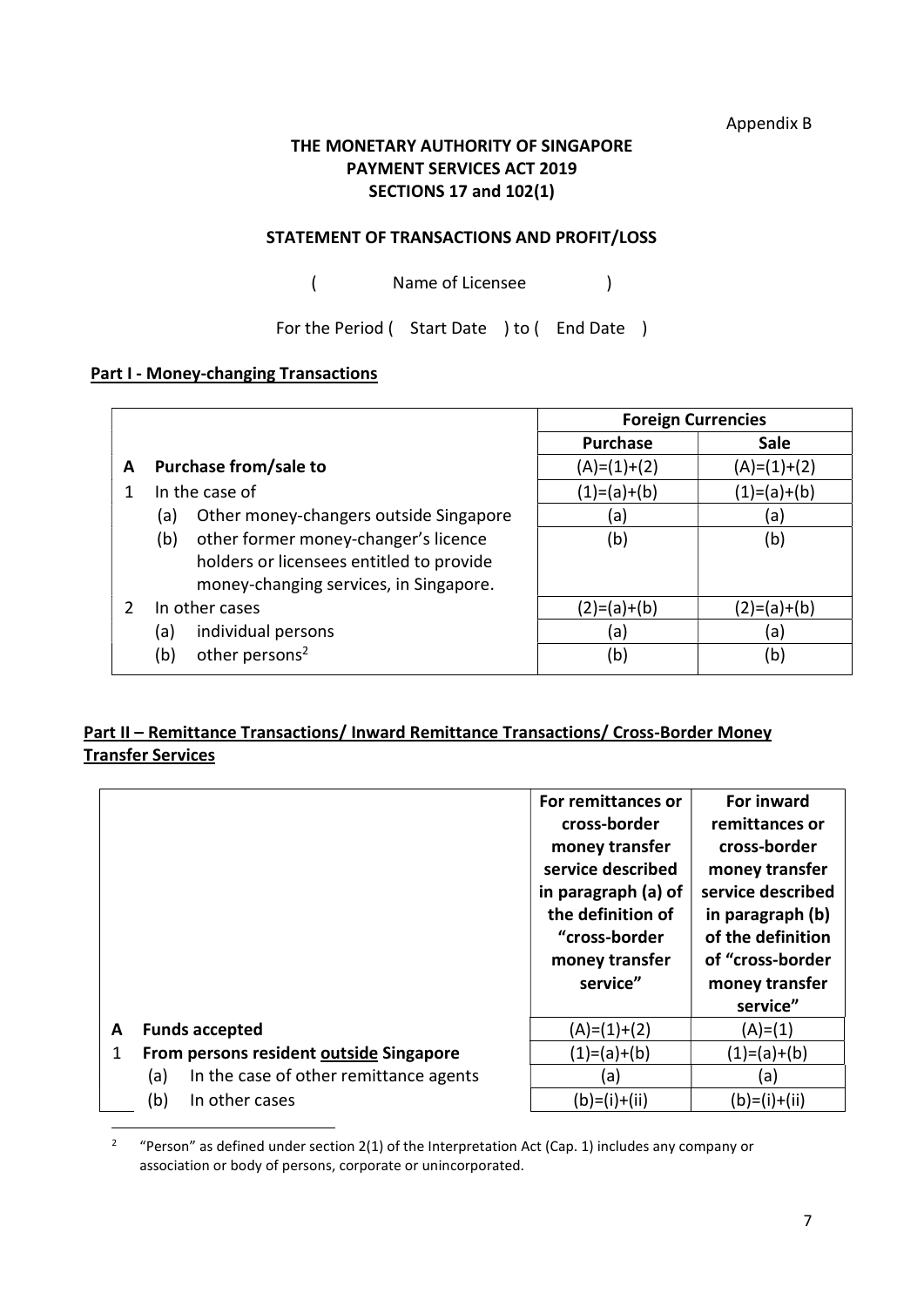Appendix B

**THE MONETARY AUTHORITY OF SINGAPORE**
**PAYMENT SERVICES ACT 2019**
**SECTIONS 17 and 102(1)**

**STATEMENT OF TRANSACTIONS AND PROFIT/LOSS**

( Name of Licensee )

For the Period ( Start Date ) to ( End Date )

**Part I - Money-changing Transactions**

| | | | Foreign Currencies | |
|---|---|---|---|---|
| | | | **Purchase** | **Sale** |
| **A** | **Purchase from/sale to** | | (A)=(1)+(2) | (A)=(1)+(2) |
| 1 | In the case of | | (1)=(a)+(b) | (1)=(a)+(b) |
| | (a) | Other money-changers outside Singapore | (a) | (a) |
| | (b) | other former money-changer's licence holders or licensees entitled to provide money-changing services, in Singapore. | (b) | (b) |
| 2 | In other cases | | (2)=(a)+(b) | (2)=(a)+(b) |
| | (a) | individual persons | (a) | (a) |
| | (b) | other persons[2] | (b) | (b) |

**Part II – Remittance Transactions/ Inward Remittance Transactions/ Cross-Border Money Transfer Services**

| | | | For remittances or cross-border money transfer service described in paragraph (a) of the definition of "cross-border money transfer service" | For inward remittances or cross-border money transfer service described in paragraph (b) of the definition of "cross-border money transfer service" |
|---|---|---|---|---|
| **A** | **Funds accepted** | | (A)=(1)+(2) | (A)=(1) |
| 1 | **From persons resident outside Singapore** | | (1)=(a)+(b) | (1)=(a)+(b) |
| | (a) | In the case of other remittance agents | (a) | (a) |
| | (b) | In other cases | (b)=(i)+(ii) | (b)=(i)+(ii) |

[2] "Person" as defined under section 2(1) of the Interpretation Act (Cap. 1) includes any company or association or body of persons, corporate or unincorporated.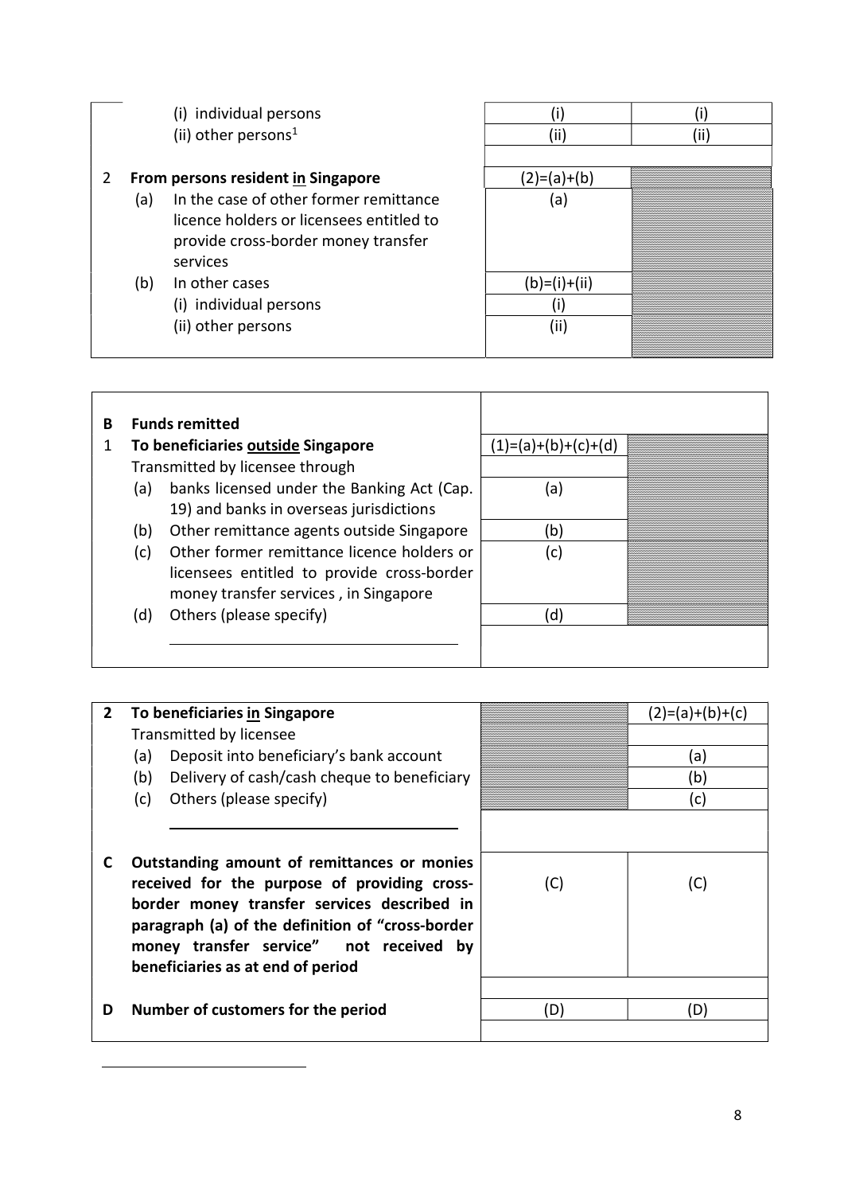| | | | |
|---|---|---|---|
| | (i) individual persons | (i) | (i) |
| | (ii) other persons[1] | (ii) | (ii) |
| **2** | **From persons resident in Singapore** | (2)=(a)+(b) | |
| (a) | In the case of other former remittance licence holders or licensees entitled to provide cross-border money transfer services | (a) | |
| (b) | In other cases | (b)=(i)+(ii) | |
| | (i) individual persons | (i) | |
| | (ii) other persons | (ii) | |

| | | | |
|---|---|---|---|
| **B** | **Funds remitted** | | |
| **1** | **To beneficiaries outside Singapore** | (1)=(a)+(b)+(c)+(d) | |
| | Transmitted by licensee through | | |
| (a) | banks licensed under the Banking Act (Cap. 19) and banks in overseas jurisdictions | (a) | |
| (b) | Other remittance agents outside Singapore | (b) | |
| (c) | Other former remittance licence holders or licensees entitled to provide cross-border money transfer services , in Singapore | (c) | |
| (d) | Others (please specify) ____________ | (d) | |

| | | | |
|---|---|---|---|
| **2** | **To beneficiaries in Singapore** | | (2)=(a)+(b)+(c) |
| | Transmitted by licensee | | |
| (a) | Deposit into beneficiary's bank account | | (a) |
| (b) | Delivery of cash/cash cheque to beneficiary | | (b) |
| (c) | Others (please specify) ____________ | | (c) |
| **C** | **Outstanding amount of remittances or monies received for the purpose of providing cross-border money transfer services described in paragraph (a) of the definition of "cross-border money transfer service" not received by beneficiaries as at end of period** | (C) | (C) |
| **D** | **Number of customers for the period** | (D) | (D) |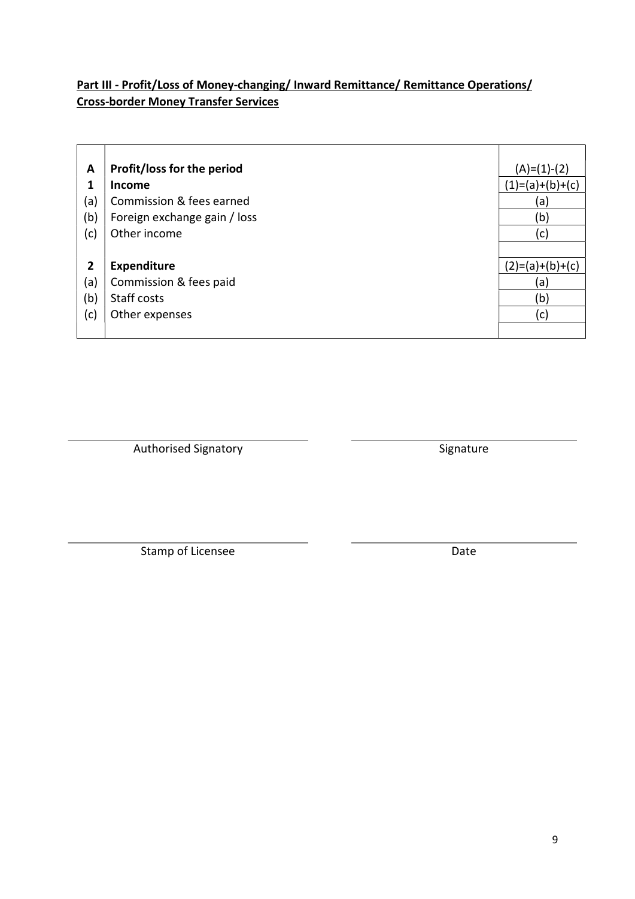**Part III - Profit/Loss of Money-changing/ Inward Remittance/ Remittance Operations/ Cross-border Money Transfer Services**

| | | |
|---|---|---|
| **A** | **Profit/loss for the period** | (A)=(1)-(2) |
| **1** | **Income** | (1)=(a)+(b)+(c) |
| (a) | Commission & fees earned | (a) |
| (b) | Foreign exchange gain / loss | (b) |
| (c) | Other income | (c) |
| | | |
| **2** | **Expenditure** | (2)=(a)+(b)+(c) |
| (a) | Commission & fees paid | (a) |
| (b) | Staff costs | (b) |
| (c) | Other expenses | (c) |
| | | |

\_\_\_\_\_\_\_\_\_\_\_\_\_\_\_\_\_\_\_\_\_\_\_\_\_\_\_\_\_\_
Authorised Signatory

\_\_\_\_\_\_\_\_\_\_\_\_\_\_\_\_\_\_\_\_\_\_\_\_\_\_\_\_\_\_
Signature

\_\_\_\_\_\_\_\_\_\_\_\_\_\_\_\_\_\_\_\_\_\_\_\_\_\_\_\_\_\_
Stamp of Licensee

\_\_\_\_\_\_\_\_\_\_\_\_\_\_\_\_\_\_\_\_\_\_\_\_\_\_\_\_\_\_
Date